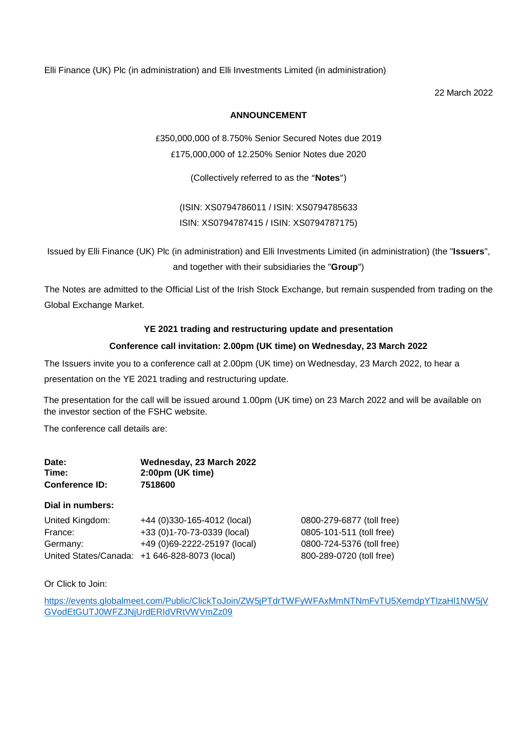Elli Finance (UK) Plc (in administration) and Elli Investments Limited (in administration)

22 March 2022

**ANNOUNCEMENT**

£350,000,000 of 8.750% Senior Secured Notes due 2019

£175,000,000 of 12.250% Senior Notes due 2020

(Collectively referred to as the "**Notes**")

(ISIN: XS0794786011 / ISIN: XS0794785633

ISIN: XS0794787415 / ISIN: XS0794787175)

Issued by Elli Finance (UK) Plc (in administration) and Elli Investments Limited (in administration) (the "**Issuers**", and together with their subsidiaries the "**Group**")

The Notes are admitted to the Official List of the Irish Stock Exchange, but remain suspended from trading on the Global Exchange Market.

**YE 2021 trading and restructuring update and presentation**

**Conference call invitation: 2.00pm (UK time) on Wednesday, 23 March 2022**

The Issuers invite you to a conference call at 2.00pm (UK time) on Wednesday, 23 March 2022, to hear a presentation on the YE 2021 trading and restructuring update.

The presentation for the call will be issued around 1.00pm (UK time) on 23 March 2022 and will be available on the investor section of the FSHC website.

The conference call details are:

**Date:** **Wednesday, 23 March 2022**
**Time:** **2:00pm (UK time)**
**Conference ID:** **7518600**

**Dial in numbers:**

| | | |
|---|---|---|
| United Kingdom: | +44 (0)330-165-4012 (local) | 0800-279-6877 (toll free) |
| France: | +33 (0)1-70-73-0339 (local) | 0805-101-511 (toll free) |
| Germany: | +49 (0)69-2222-25197 (local) | 0800-724-5376 (toll free) |
| United States/Canada: | +1 646-828-8073 (local) | 800-289-0720 (toll free) |

Or Click to Join:

https://events.globalmeet.com/Public/ClickToJoin/ZW5jPTdrTWFyWFAxMmNTNmFvTU5XemdpYTlzaHl1NW5jVGVodEtGUTJ0WFZJNjUrdERIdVRtVWVmZz09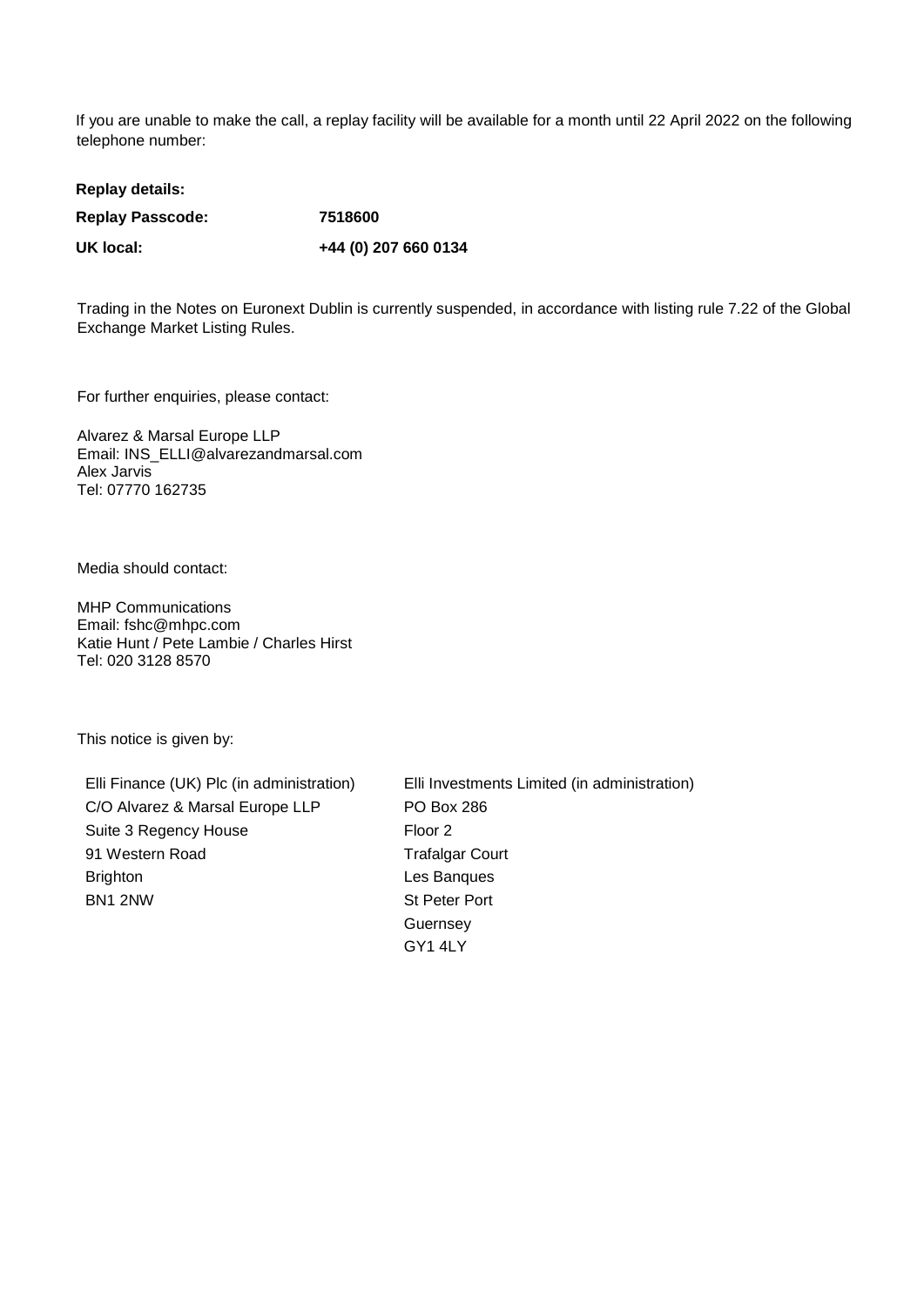If you are unable to make the call, a replay facility will be available for a month until 22 April 2022 on the following telephone number:

**Replay details:**

| | |
|---|---|
| **Replay Passcode:** | **7518600** |
| **UK local:** | **+44 (0) 207 660 0134** |

Trading in the Notes on Euronext Dublin is currently suspended, in accordance with listing rule 7.22 of the Global Exchange Market Listing Rules.

For further enquiries, please contact:

Alvarez & Marsal Europe LLP
Email: INS_ELLI@alvarezandmarsal.com
Alex Jarvis
Tel: 07770 162735

Media should contact:

MHP Communications
Email: fshc@mhpc.com
Katie Hunt / Pete Lambie / Charles Hirst
Tel: 020 3128 8570

This notice is given by:

Elli Finance (UK) Plc (in administration)
C/O Alvarez & Marsal Europe LLP
Suite 3 Regency House
91 Western Road
Brighton
BN1 2NW

Elli Investments Limited (in administration)
PO Box 286
Floor 2
Trafalgar Court
Les Banques
St Peter Port
Guernsey
GY1 4LY